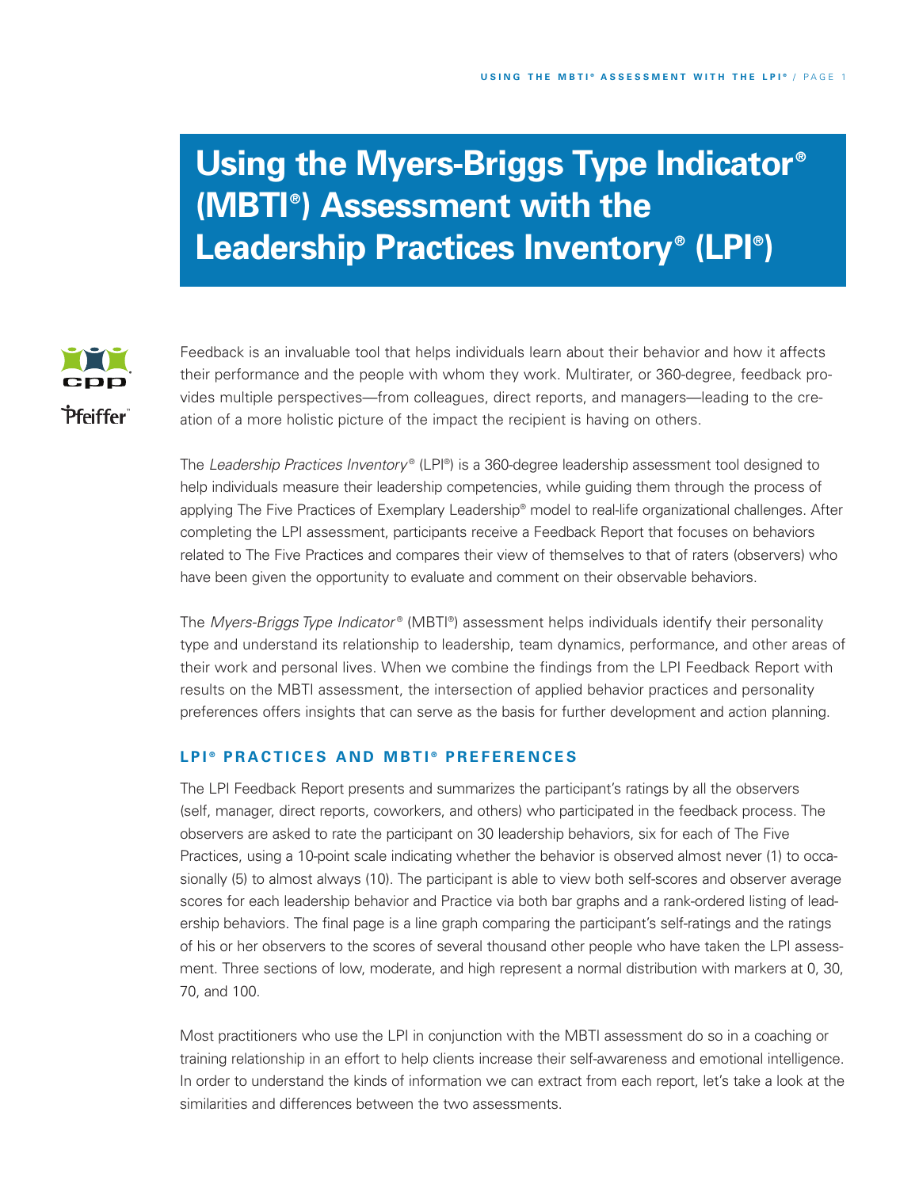# Using the Myers-Briggs Type Indicator® (MBTI®) Assessment with the Leadership Practices Inventory® (LPI®)

Feedback is an invaluable tool that helps individuals learn about their behavior and how it affects their performance and the people with whom they work. Multirater, or 360-degree, feedback provides multiple perspectives—from colleagues, direct reports, and managers—leading to the creation of a more holistic picture of the impact the recipient is having on others.

The *Leadership Practices Inventory®* (LPI®) is a 360-degree leadership assessment tool designed to help individuals measure their leadership competencies, while guiding them through the process of applying The Five Practices of Exemplary Leadership® model to real-life organizational challenges. After completing the LPI assessment, participants receive a Feedback Report that focuses on behaviors related to The Five Practices and compares their view of themselves to that of raters (observers) who have been given the opportunity to evaluate and comment on their observable behaviors.

The *Myers-Briggs Type Indicator®* (MBTI®) assessment helps individuals identify their personality type and understand its relationship to leadership, team dynamics, performance, and other areas of their work and personal lives. When we combine the findings from the LPI Feedback Report with results on the MBTI assessment, the intersection of applied behavior practices and personality preferences offers insights that can serve as the basis for further development and action planning.

## LPI® PRACTICES AND MBTI® PREFERENCES

The LPI Feedback Report presents and summarizes the participant's ratings by all the observers (self, manager, direct reports, coworkers, and others) who participated in the feedback process. The observers are asked to rate the participant on 30 leadership behaviors, six for each of The Five Practices, using a 10-point scale indicating whether the behavior is observed almost never (1) to occasionally (5) to almost always (10). The participant is able to view both self-scores and observer average scores for each leadership behavior and Practice via both bar graphs and a rank-ordered listing of leadership behaviors. The final page is a line graph comparing the participant's self-ratings and the ratings of his or her observers to the scores of several thousand other people who have taken the LPI assessment. Three sections of low, moderate, and high represent a normal distribution with markers at 0, 30, 70, and 100.

Most practitioners who use the LPI in conjunction with the MBTI assessment do so in a coaching or training relationship in an effort to help clients increase their self-awareness and emotional intelligence. In order to understand the kinds of information we can extract from each report, let's take a look at the similarities and differences between the two assessments.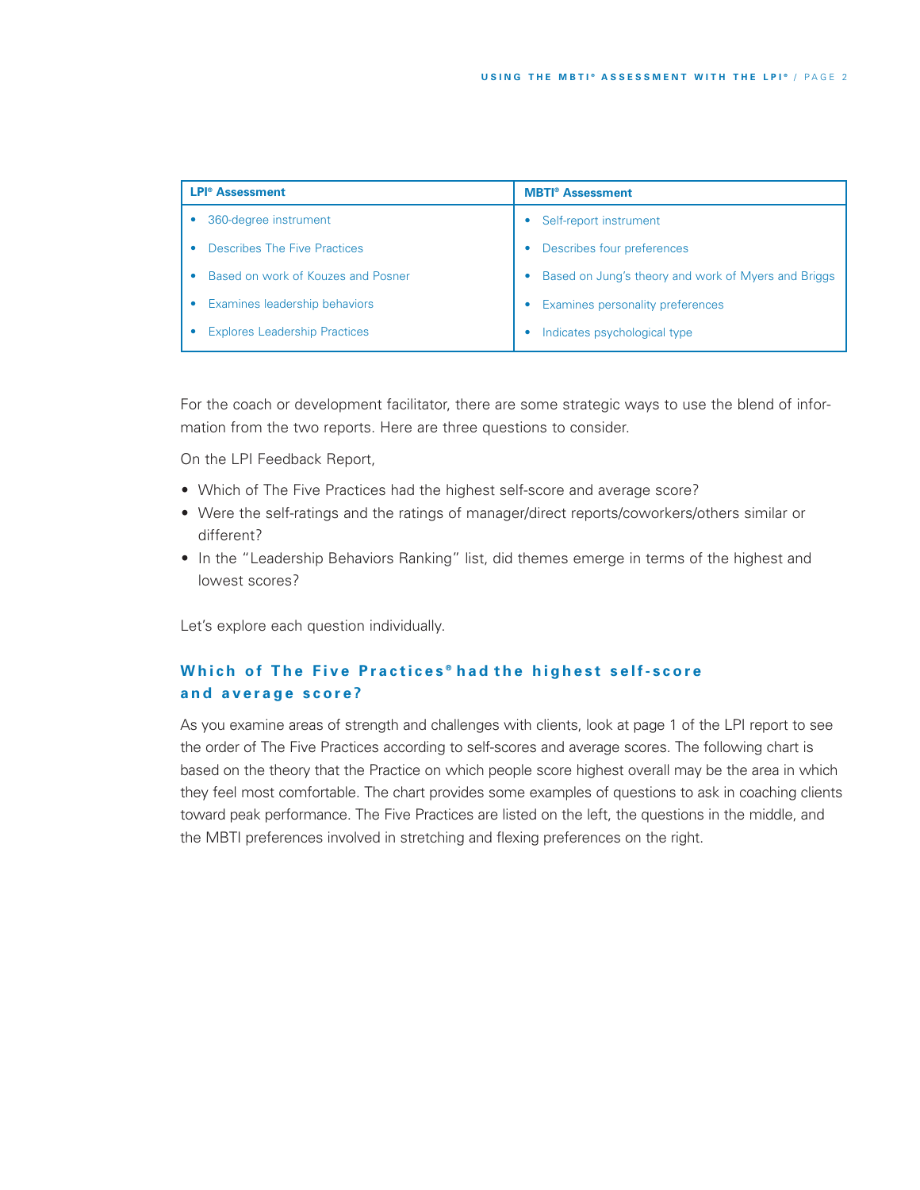| LPI® Assessment | MBTI® Assessment |
|---|---|
| • 360-degree instrument | • Self-report instrument |
| • Describes The Five Practices | • Describes four preferences |
| • Based on work of Kouzes and Posner | • Based on Jung's theory and work of Myers and Briggs |
| • Examines leadership behaviors | • Examines personality preferences |
| • Explores Leadership Practices | • Indicates psychological type |

For the coach or development facilitator, there are some strategic ways to use the blend of information from the two reports. Here are three questions to consider.

On the LPI Feedback Report,

- Which of The Five Practices had the highest self-score and average score?
- Were the self-ratings and the ratings of manager/direct reports/coworkers/others similar or different?
- In the "Leadership Behaviors Ranking" list, did themes emerge in terms of the highest and lowest scores?

Let's explore each question individually.

## Which of The Five Practices® had the highest self-score and average score?

As you examine areas of strength and challenges with clients, look at page 1 of the LPI report to see the order of The Five Practices according to self-scores and average scores. The following chart is based on the theory that the Practice on which people score highest overall may be the area in which they feel most comfortable. The chart provides some examples of questions to ask in coaching clients toward peak performance. The Five Practices are listed on the left, the questions in the middle, and the MBTI preferences involved in stretching and flexing preferences on the right.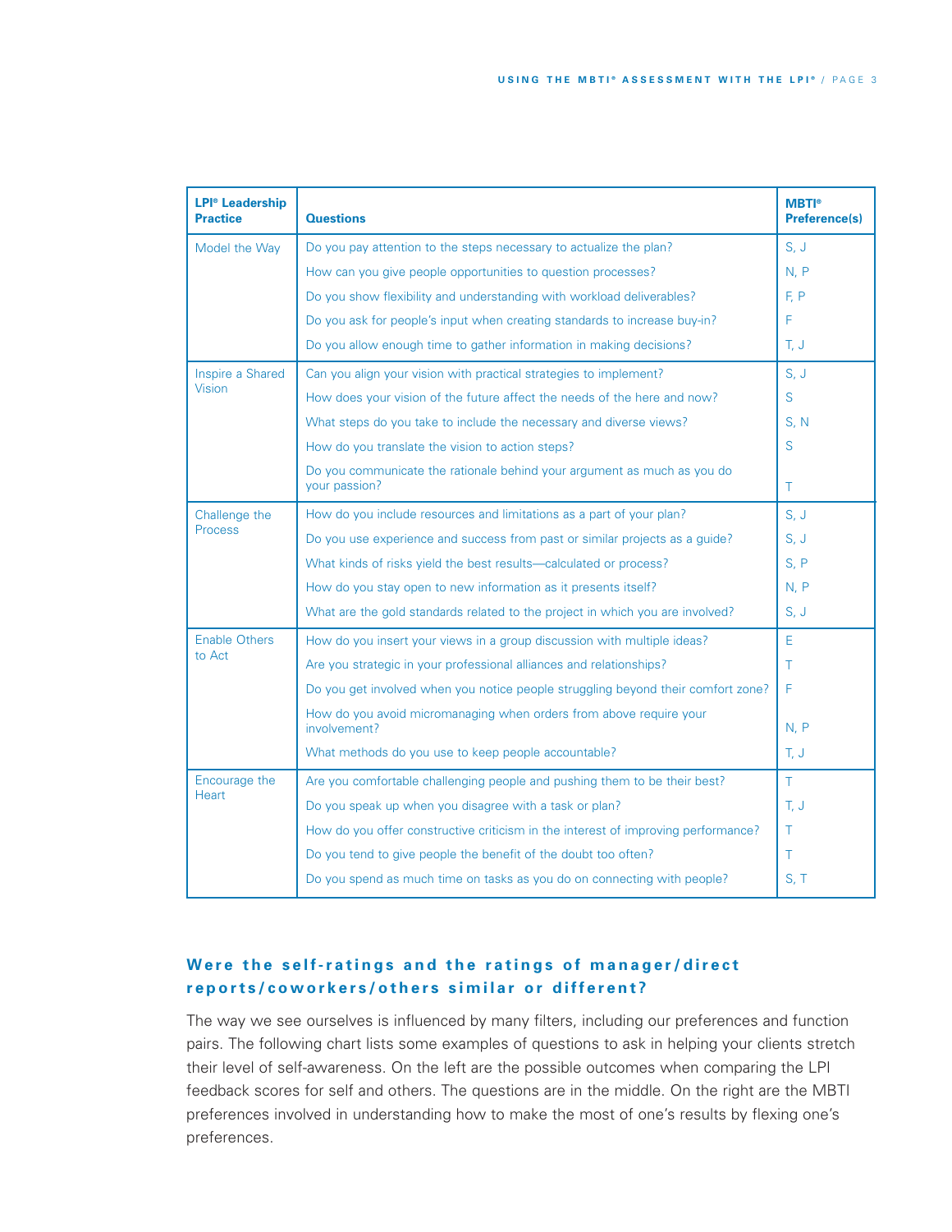| LPI® Leadership Practice | Questions | MBTI® Preference(s) |
|---|---|---|
| Model the Way | Do you pay attention to the steps necessary to actualize the plan? | S, J |
| | How can you give people opportunities to question processes? | N, P |
| | Do you show flexibility and understanding with workload deliverables? | F, P |
| | Do you ask for people's input when creating standards to increase buy-in? | F |
| | Do you allow enough time to gather information in making decisions? | T, J |
| Inspire a Shared Vision | Can you align your vision with practical strategies to implement? | S, J |
| | How does your vision of the future affect the needs of the here and now? | S |
| | What steps do you take to include the necessary and diverse views? | S, N |
| | How do you translate the vision to action steps? | S |
| | Do you communicate the rationale behind your argument as much as you do your passion? | T |
| Challenge the Process | How do you include resources and limitations as a part of your plan? | S, J |
| | Do you use experience and success from past or similar projects as a guide? | S, J |
| | What kinds of risks yield the best results—calculated or process? | S, P |
| | How do you stay open to new information as it presents itself? | N, P |
| | What are the gold standards related to the project in which you are involved? | S, J |
| Enable Others to Act | How do you insert your views in a group discussion with multiple ideas? | E |
| | Are you strategic in your professional alliances and relationships? | T |
| | Do you get involved when you notice people struggling beyond their comfort zone? | F |
| | How do you avoid micromanaging when orders from above require your involvement? | N, P |
| | What methods do you use to keep people accountable? | T, J |
| Encourage the Heart | Are you comfortable challenging people and pushing them to be their best? | T |
| | Do you speak up when you disagree with a task or plan? | T, J |
| | How do you offer constructive criticism in the interest of improving performance? | T |
| | Do you tend to give people the benefit of the doubt too often? | T |
| | Do you spend as much time on tasks as you do on connecting with people? | S, T |

## Were the self-ratings and the ratings of manager/direct reports/coworkers/others similar or different?

The way we see ourselves is influenced by many filters, including our preferences and function pairs. The following chart lists some examples of questions to ask in helping your clients stretch their level of self-awareness. On the left are the possible outcomes when comparing the LPI feedback scores for self and others. The questions are in the middle. On the right are the MBTI preferences involved in understanding how to make the most of one's results by flexing one's preferences.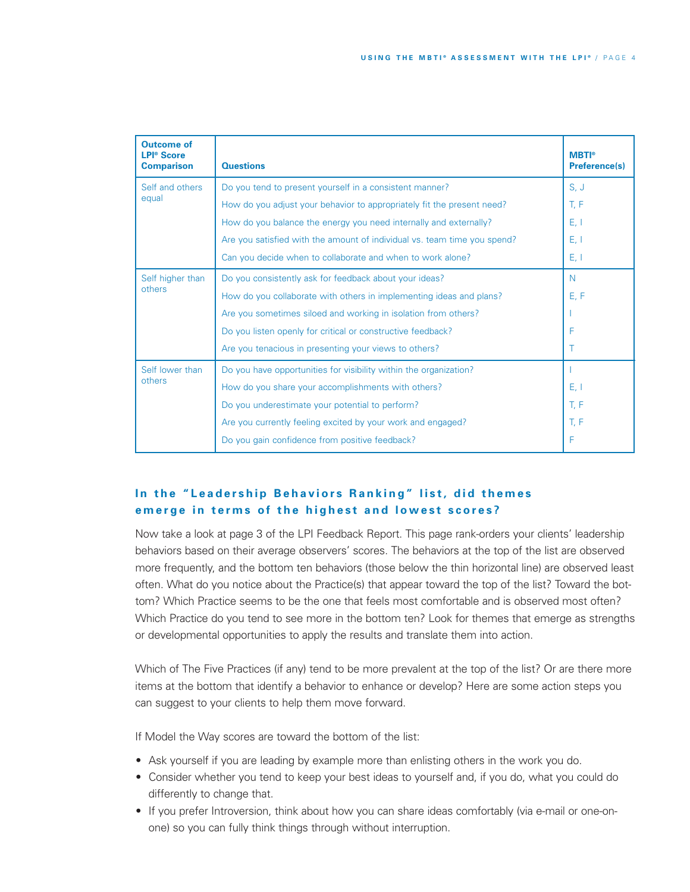| Outcome of LPI® Score Comparison | Questions | MBTI® Preference(s) |
|---|---|---|
| Self and others equal | Do you tend to present yourself in a consistent manner? | S, J |
| | How do you adjust your behavior to appropriately fit the present need? | T, F |
| | How do you balance the energy you need internally and externally? | E, I |
| | Are you satisfied with the amount of individual vs. team time you spend? | E, I |
| | Can you decide when to collaborate and when to work alone? | E, I |
| Self higher than others | Do you consistently ask for feedback about your ideas? | N |
| | How do you collaborate with others in implementing ideas and plans? | E, F |
| | Are you sometimes siloed and working in isolation from others? | I |
| | Do you listen openly for critical or constructive feedback? | F |
| | Are you tenacious in presenting your views to others? | T |
| Self lower than others | Do you have opportunities for visibility within the organization? | I |
| | How do you share your accomplishments with others? | E, I |
| | Do you underestimate your potential to perform? | T, F |
| | Are you currently feeling excited by your work and engaged? | T, F |
| | Do you gain confidence from positive feedback? | F |

### In the "Leadership Behaviors Ranking" list, did themes emerge in terms of the highest and lowest scores?

Now take a look at page 3 of the LPI Feedback Report. This page rank-orders your clients' leadership behaviors based on their average observers' scores. The behaviors at the top of the list are observed more frequently, and the bottom ten behaviors (those below the thin horizontal line) are observed least often. What do you notice about the Practice(s) that appear toward the top of the list? Toward the bottom? Which Practice seems to be the one that feels most comfortable and is observed most often? Which Practice do you tend to see more in the bottom ten? Look for themes that emerge as strengths or developmental opportunities to apply the results and translate them into action.

Which of The Five Practices (if any) tend to be more prevalent at the top of the list? Or are there more items at the bottom that identify a behavior to enhance or develop? Here are some action steps you can suggest to your clients to help them move forward.

If Model the Way scores are toward the bottom of the list:

- Ask yourself if you are leading by example more than enlisting others in the work you do.
- Consider whether you tend to keep your best ideas to yourself and, if you do, what you could do differently to change that.
- If you prefer Introversion, think about how you can share ideas comfortably (via e-mail or one-on-one) so you can fully think things through without interruption.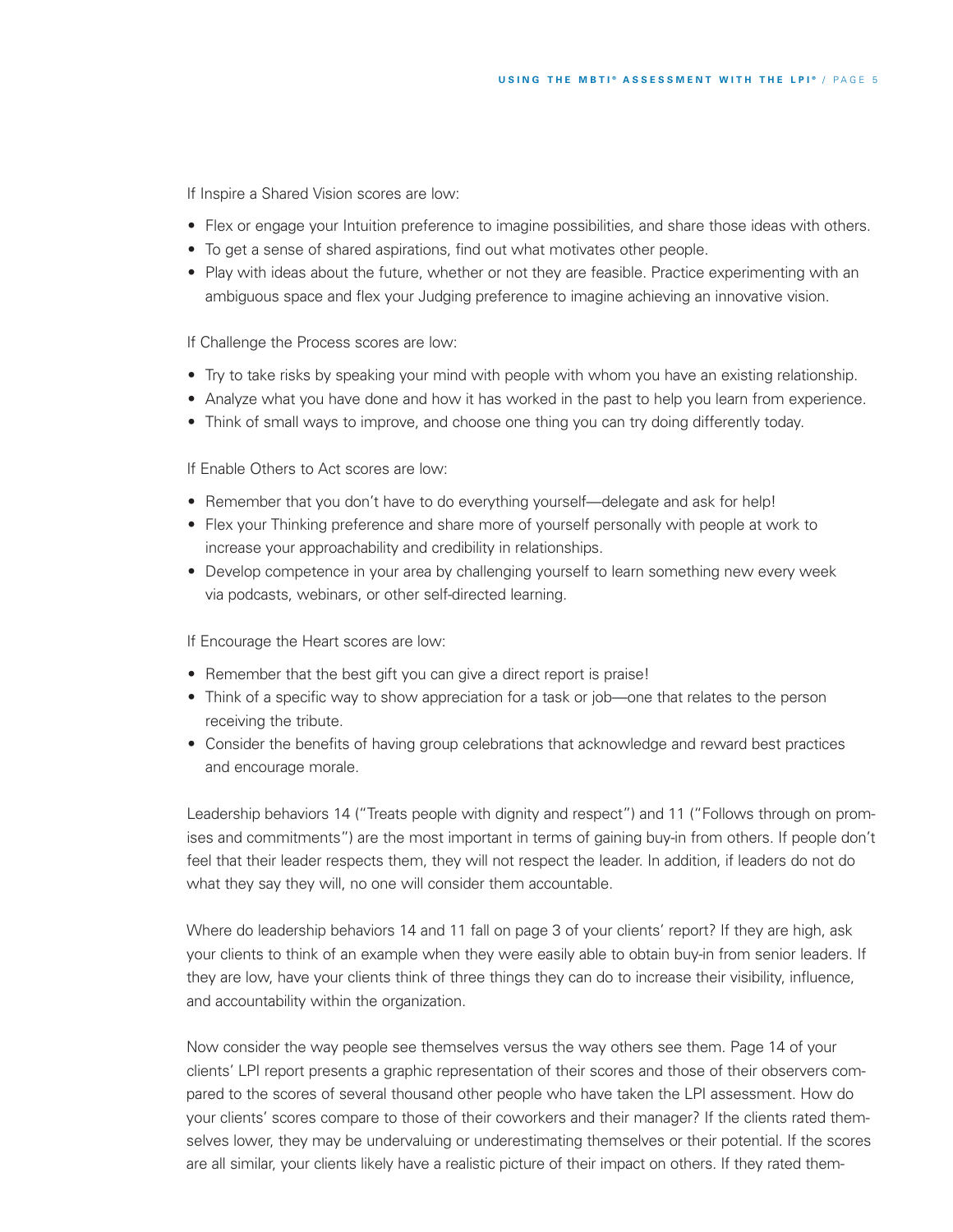If Inspire a Shared Vision scores are low:

- Flex or engage your Intuition preference to imagine possibilities, and share those ideas with others.
- To get a sense of shared aspirations, find out what motivates other people.
- Play with ideas about the future, whether or not they are feasible. Practice experimenting with an ambiguous space and flex your Judging preference to imagine achieving an innovative vision.

If Challenge the Process scores are low:

- Try to take risks by speaking your mind with people with whom you have an existing relationship.
- Analyze what you have done and how it has worked in the past to help you learn from experience.
- Think of small ways to improve, and choose one thing you can try doing differently today.

If Enable Others to Act scores are low:

- Remember that you don't have to do everything yourself—delegate and ask for help!
- Flex your Thinking preference and share more of yourself personally with people at work to increase your approachability and credibility in relationships.
- Develop competence in your area by challenging yourself to learn something new every week via podcasts, webinars, or other self-directed learning.

If Encourage the Heart scores are low:

- Remember that the best gift you can give a direct report is praise!
- Think of a specific way to show appreciation for a task or job—one that relates to the person receiving the tribute.
- Consider the benefits of having group celebrations that acknowledge and reward best practices and encourage morale.

Leadership behaviors 14 ("Treats people with dignity and respect") and 11 ("Follows through on promises and commitments") are the most important in terms of gaining buy-in from others. If people don't feel that their leader respects them, they will not respect the leader. In addition, if leaders do not do what they say they will, no one will consider them accountable.

Where do leadership behaviors 14 and 11 fall on page 3 of your clients' report? If they are high, ask your clients to think of an example when they were easily able to obtain buy-in from senior leaders. If they are low, have your clients think of three things they can do to increase their visibility, influence, and accountability within the organization.

Now consider the way people see themselves versus the way others see them. Page 14 of your clients' LPI report presents a graphic representation of their scores and those of their observers compared to the scores of several thousand other people who have taken the LPI assessment. How do your clients' scores compare to those of their coworkers and their manager? If the clients rated themselves lower, they may be undervaluing or underestimating themselves or their potential. If the scores are all similar, your clients likely have a realistic picture of their impact on others. If they rated them-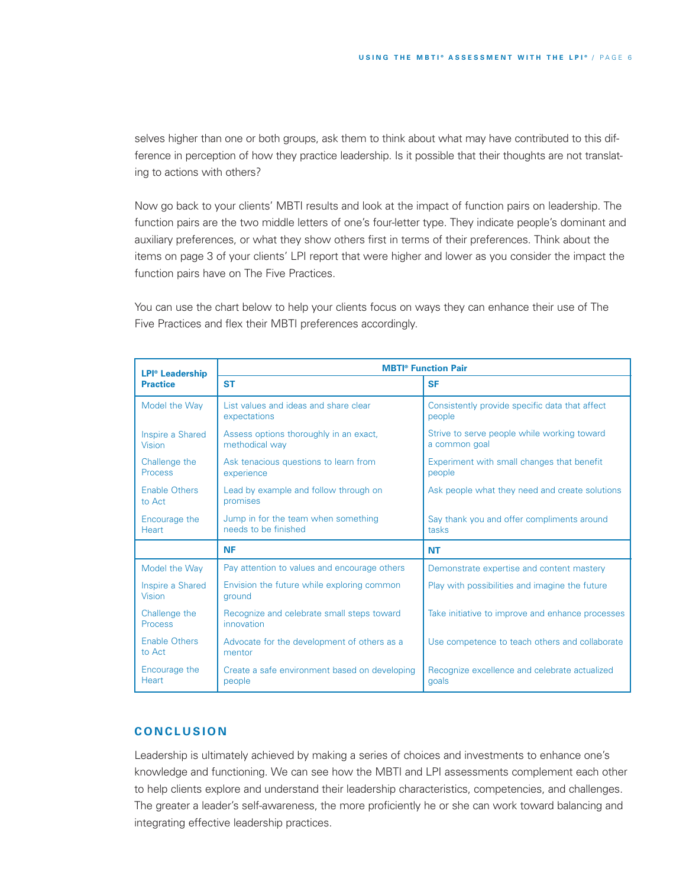selves higher than one or both groups, ask them to think about what may have contributed to this difference in perception of how they practice leadership. Is it possible that their thoughts are not translating to actions with others?

Now go back to your clients' MBTI results and look at the impact of function pairs on leadership. The function pairs are the two middle letters of one's four-letter type. They indicate people's dominant and auxiliary preferences, or what they show others first in terms of their preferences. Think about the items on page 3 of your clients' LPI report that were higher and lower as you consider the impact the function pairs have on The Five Practices.

You can use the chart below to help your clients focus on ways they can enhance their use of The Five Practices and flex their MBTI preferences accordingly.

| LPI® Leadership Practice | MBTI® Function Pair | |
|---|---|---|
| | **ST** | **SF** |
| Model the Way | List values and ideas and share clear expectations | Consistently provide specific data that affect people |
| Inspire a Shared Vision | Assess options thoroughly in an exact, methodical way | Strive to serve people while working toward a common goal |
| Challenge the Process | Ask tenacious questions to learn from experience | Experiment with small changes that benefit people |
| Enable Others to Act | Lead by example and follow through on promises | Ask people what they need and create solutions |
| Encourage the Heart | Jump in for the team when something needs to be finished | Say thank you and offer compliments around tasks |
| | **NF** | **NT** |
| Model the Way | Pay attention to values and encourage others | Demonstrate expertise and content mastery |
| Inspire a Shared Vision | Envision the future while exploring common ground | Play with possibilities and imagine the future |
| Challenge the Process | Recognize and celebrate small steps toward innovation | Take initiative to improve and enhance processes |
| Enable Others to Act | Advocate for the development of others as a mentor | Use competence to teach others and collaborate |
| Encourage the Heart | Create a safe environment based on developing people | Recognize excellence and celebrate actualized goals |

## CONCLUSION

Leadership is ultimately achieved by making a series of choices and investments to enhance one's knowledge and functioning. We can see how the MBTI and LPI assessments complement each other to help clients explore and understand their leadership characteristics, competencies, and challenges. The greater a leader's self-awareness, the more proficiently he or she can work toward balancing and integrating effective leadership practices.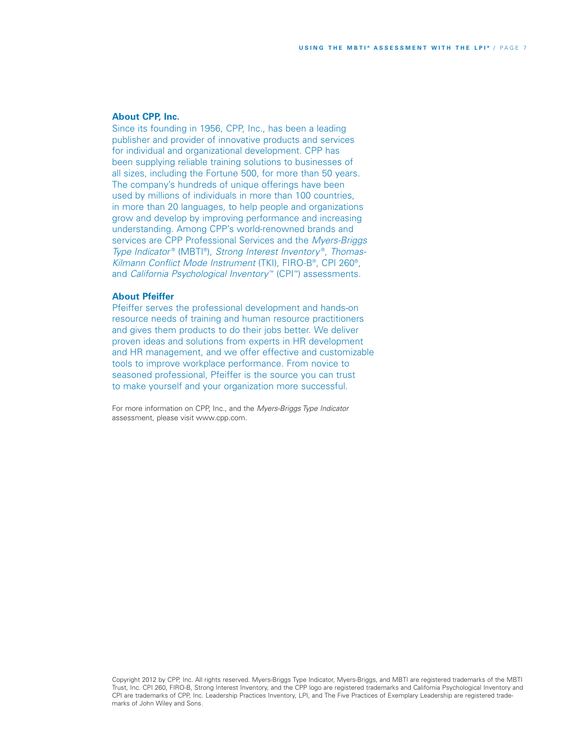## About CPP, Inc.

Since its founding in 1956, CPP, Inc., has been a leading publisher and provider of innovative products and services for individual and organizational development. CPP has been supplying reliable training solutions to businesses of all sizes, including the Fortune 500, for more than 50 years. The company's hundreds of unique offerings have been used by millions of individuals in more than 100 countries, in more than 20 languages, to help people and organizations grow and develop by improving performance and increasing understanding. Among CPP's world-renowned brands and services are CPP Professional Services and the *Myers-Briggs Type Indicator*® (MBTI®), *Strong Interest Inventory*®, *Thomas-Kilmann Conflict Mode Instrument* (TKI), FIRO-B®, CPI 260®, and *California Psychological Inventory*™ (CPI™) assessments.

## About Pfeiffer

Pfeiffer serves the professional development and hands-on resource needs of training and human resource practitioners and gives them products to do their jobs better. We deliver proven ideas and solutions from experts in HR development and HR management, and we offer effective and customizable tools to improve workplace performance. From novice to seasoned professional, Pfeiffer is the source you can trust to make yourself and your organization more successful.

For more information on CPP, Inc., and the *Myers-Briggs Type Indicator* assessment, please visit www.cpp.com.

Copyright 2012 by CPP, Inc. All rights reserved. Myers-Briggs Type Indicator, Myers-Briggs, and MBTI are registered trademarks of the MBTI Trust, Inc. CPI 260, FIRO-B, Strong Interest Inventory, and the CPP logo are registered trademarks and California Psychological Inventory and CPI are trademarks of CPP, Inc. Leadership Practices Inventory, LPI, and The Five Practices of Exemplary Leadership are registered trademarks of John Wiley and Sons.